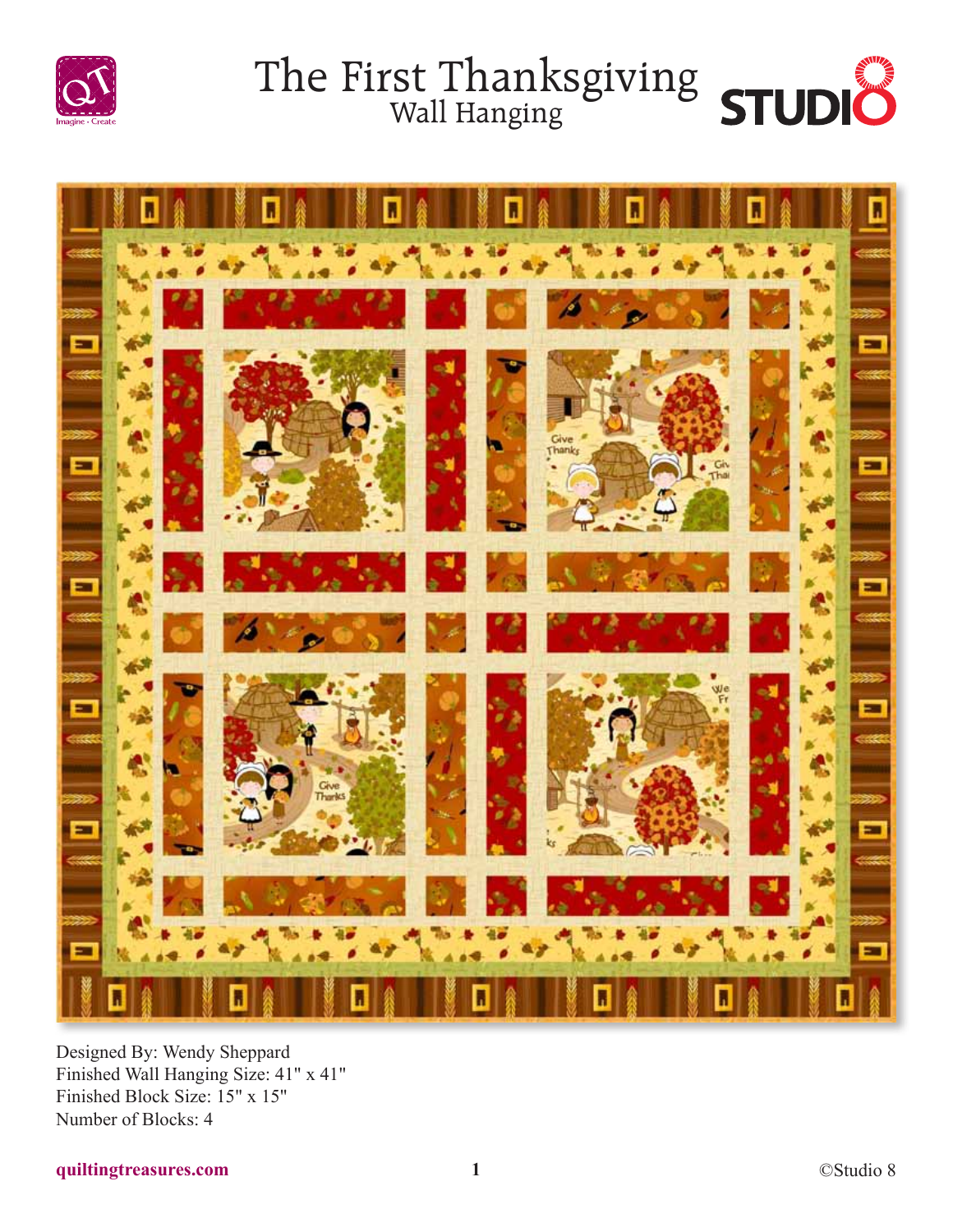# The First Thanksgiving
## Wall Hanging

Designed By: Wendy Sheppard
Finished Wall Hanging Size: 41" x 41"
Finished Block Size: 15" x 15"
Number of Blocks: 4

quiltingtreasures.com

©Studio 8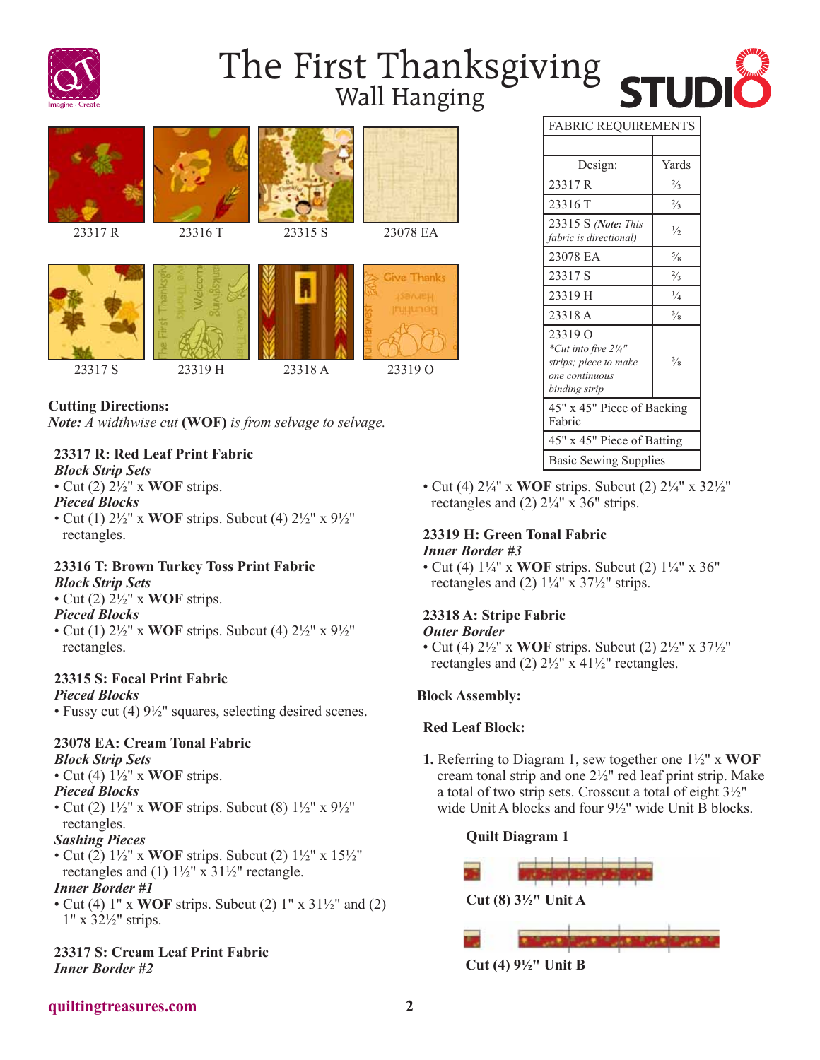# The First Thanksgiving
## Wall Hanging

23317 R    23316 T    23315 S    23078 EA

23317 S    23319 H    23318 A    23319 O

| FABRIC REQUIREMENTS | |
|---|---|
| | |
| Design: | Yards |
| 23317 R | ⅔ |
| 23316 T | ⅔ |
| 23315 S *(Note: This fabric is directional)* | ½ |
| 23078 EA | ⅝ |
| 23317 S | ⅔ |
| 23319 H | ¼ |
| 23318 A | ⅜ |
| 23319 O *\*Cut into five 2¼" strips; piece to make one continuous binding strip* | ⅜ |
| 45" x 45" Piece of Backing Fabric | |
| 45" x 45" Piece of Batting | |
| Basic Sewing Supplies | |

**Cutting Directions:**
*Note: A widthwise cut* **(WOF)** *is from selvage to selvage.*

**23317 R: Red Leaf Print Fabric**
***Block Strip Sets***
- Cut (2) 2½" x **WOF** strips.

***Pieced Blocks***
- Cut (1) 2½" x **WOF** strips. Subcut (4) 2½" x 9½" rectangles.

**23316 T: Brown Turkey Toss Print Fabric**
***Block Strip Sets***
- Cut (2) 2½" x **WOF** strips.

***Pieced Blocks***
- Cut (1) 2½" x **WOF** strips. Subcut (4) 2½" x 9½" rectangles.

**23315 S: Focal Print Fabric**
***Pieced Blocks***
- Fussy cut (4) 9½" squares, selecting desired scenes.

**23078 EA: Cream Tonal Fabric**
***Block Strip Sets***
- Cut (4) 1½" x **WOF** strips.

***Pieced Blocks***
- Cut (2) 1½" x **WOF** strips. Subcut (8) 1½" x 9½" rectangles.

***Sashing Pieces***
- Cut (2) 1½" x **WOF** strips. Subcut (2) 1½" x 15½" rectangles and (1) 1½" x 31½" rectangle.

***Inner Border #1***
- Cut (4) 1" x **WOF** strips. Subcut (2) 1" x 31½" and (2) 1" x 32½" strips.

**23317 S: Cream Leaf Print Fabric**
***Inner Border #2***
- Cut (4) 2¼" x **WOF** strips. Subcut (2) 2¼" x 32½" rectangles and (2) 2¼" x 36" strips.

**23319 H: Green Tonal Fabric**
***Inner Border #3***
- Cut (4) 1¼" x **WOF** strips. Subcut (2) 1¼" x 36" rectangles and (2) 1¼" x 37½" strips.

**23318 A: Stripe Fabric**
***Outer Border***
- Cut (4) 2½" x **WOF** strips. Subcut (2) 2½" x 37½" rectangles and (2) 2½" x 41½" rectangles.

**Block Assembly:**

**Red Leaf Block:**

**1.** Referring to Diagram 1, sew together one 1½" x **WOF** cream tonal strip and one 2½" red leaf print strip. Make a total of two strip sets. Crosscut a total of eight 3½" wide Unit A blocks and four 9½" wide Unit B blocks.

**Quilt Diagram 1**

**Cut (8) 3½" Unit A**

**Cut (4) 9½" Unit B**

**quiltingtreasures.com**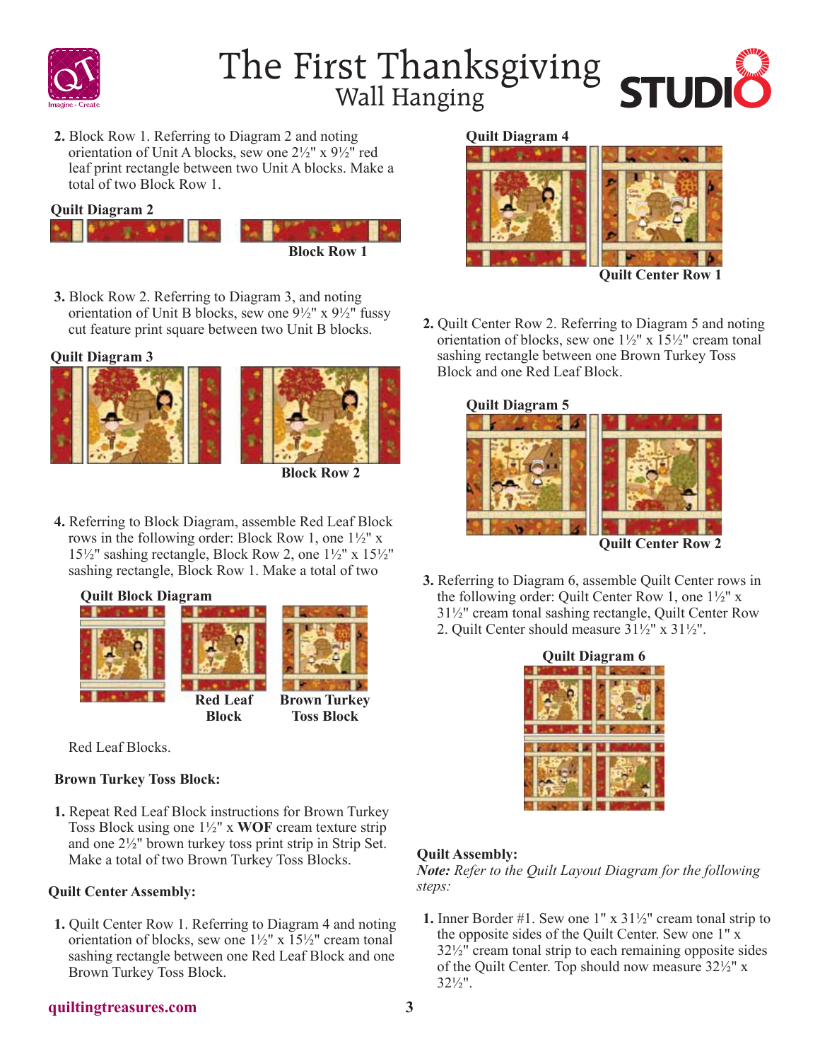2. Block Row 1. Referring to Diagram 2 and noting orientation of Unit A blocks, sew one 2½" x 9½" red leaf print rectangle between two Unit A blocks. Make a total of two Block Row 1.

**Quilt Diagram 2**

**Block Row 1**

3. Block Row 2. Referring to Diagram 3, and noting orientation of Unit B blocks, sew one 9½" x 9½" fussy cut feature print square between two Unit B blocks.

**Quilt Diagram 3**

**Block Row 2**

4. Referring to Block Diagram, assemble Red Leaf Block rows in the following order: Block Row 1, one 1½" x 15½" sashing rectangle, Block Row 2, one 1½" x 15½" sashing rectangle, Block Row 1. Make a total of two Red Leaf Blocks.

**Quilt Block Diagram**

**Red Leaf Block** **Brown Turkey Toss Block**

**Brown Turkey Toss Block:**

1. Repeat Red Leaf Block instructions for Brown Turkey Toss Block using one 1½" x **WOF** cream texture strip and one 2½" brown turkey toss print strip in Strip Set. Make a total of two Brown Turkey Toss Blocks.

**Quilt Center Assembly:**

1. Quilt Center Row 1. Referring to Diagram 4 and noting orientation of blocks, sew one 1½" x 15½" cream tonal sashing rectangle between one Red Leaf Block and one Brown Turkey Toss Block.

**Quilt Diagram 4**

**Quilt Center Row 1**

2. Quilt Center Row 2. Referring to Diagram 5 and noting orientation of blocks, sew one 1½" x 15½" cream tonal sashing rectangle between one Brown Turkey Toss Block and one Red Leaf Block.

**Quilt Diagram 5**

**Quilt Center Row 2**

3. Referring to Diagram 6, assemble Quilt Center rows in the following order: Quilt Center Row 1, one 1½" x 31½" cream tonal sashing rectangle, Quilt Center Row 2. Quilt Center should measure 31½" x 31½".

**Quilt Diagram 6**

**Quilt Assembly:**

***Note:*** *Refer to the Quilt Layout Diagram for the following steps:*

1. Inner Border #1. Sew one 1" x 31½" cream tonal strip to the opposite sides of the Quilt Center. Sew one 1" x 32½" cream tonal strip to each remaining opposite sides of the Quilt Center. Top should now measure 32½" x 32½".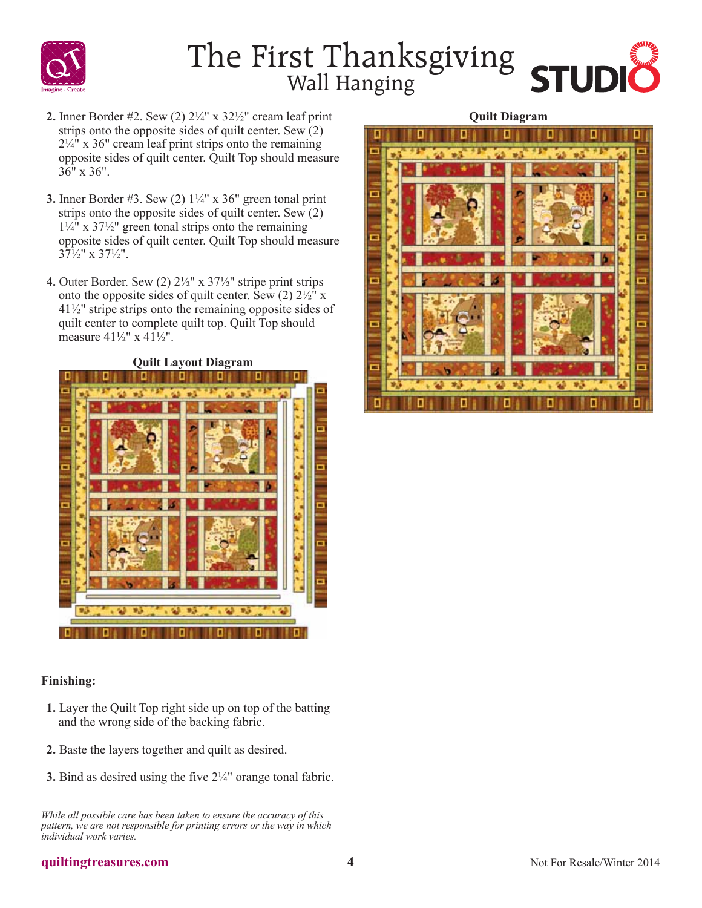2. Inner Border #2. Sew (2) 2¼" x 32½" cream leaf print strips onto the opposite sides of quilt center. Sew (2) 2¼" x 36" cream leaf print strips onto the remaining opposite sides of quilt center. Quilt Top should measure 36" x 36".

3. Inner Border #3. Sew (2) 1¼" x 36" green tonal print strips onto the opposite sides of quilt center. Sew (2) 1¼" x 37½" green tonal strips onto the remaining opposite sides of quilt center. Quilt Top should measure 37½" x 37½".

4. Outer Border. Sew (2) 2½" x 37½" stripe print strips onto the opposite sides of quilt center. Sew (2) 2½" x 41½" stripe strips onto the remaining opposite sides of quilt center to complete quilt top. Quilt Top should measure 41½" x 41½".

**Quilt Layout Diagram**

**Finishing:**

1. Layer the Quilt Top right side up on top of the batting and the wrong side of the backing fabric.

2. Baste the layers together and quilt as desired.

3. Bind as desired using the five 2¼" orange tonal fabric.

*While all possible care has been taken to ensure the accuracy of this pattern, we are not responsible for printing errors or the way in which individual work varies.*

**Quilt Diagram**